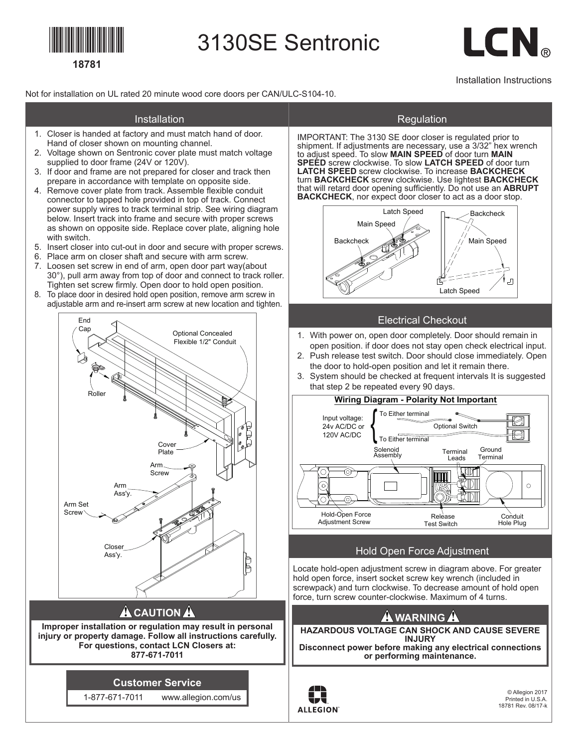18781

# 3130SE Sentronic

LCN®

Installation Instructions

Not for installation on UL rated 20 minute wood core doors per CAN/ULC-S104-10.

## Installation

1. Closer is handed at factory and must match hand of door. Hand of closer shown on mounting channel.
2. Voltage shown on Sentronic cover plate must match voltage supplied to door frame (24V or 120V).
3. If door and frame are not prepared for closer and track then prepare in accordance with template on opposite side.
4. Remove cover plate from track. Assemble flexible conduit connector to tapped hole provided in top of track. Connect power supply wires to track terminal strip. See wiring diagram below. Insert track into frame and secure with proper screws as shown on opposite side. Replace cover plate, aligning hole with switch.
5. Insert closer into cut-out in door and secure with proper screws.
6. Place arm on closer shaft and secure with arm screw.
7. Loosen set screw in end of arm, open door part way(about 30°), pull arm away from top of door and connect to track roller. Tighten set screw firmly. Open door to hold open position.
8. To place door in desired hold open position, remove arm screw in adjustable arm and re-insert arm screw at new location and tighten.

End Cap, Optional Concealed Flexible 1/2" Conduit, Roller, Cover Plate, Arm Screw, Arm Ass'y., Arm Set Screw, Closer Ass'y.

## ⚠ CAUTION ⚠

**Improper installation or regulation may result in personal injury or property damage. Follow all instructions carefully. For questions, contact LCN Closers at: 877-671-7011**

## Customer Service

1-877-671-7011 www.allegion.com/us

## Regulation

IMPORTANT: The 3130 SE door closer is regulated prior to shipment. If adjustments are necessary, use a 3/32" hex wrench to adjust speed. To slow **MAIN SPEED** of door turn **MAIN SPEED** screw clockwise. To slow **LATCH SPEED** of door turn **LATCH SPEED** screw clockwise. To increase **BACKCHECK** turn **BACKCHECK** screw clockwise. Use lightest **BACKCHECK** that will retard door opening sufficiently. Do not use an **ABRUPT BACKCHECK**, nor expect door closer to act as a door stop.

Latch Speed, Main Speed, Backcheck, Backcheck, Main Speed, Latch Speed

## Electrical Checkout

1. With power on, open door completely. Door should remain in open position. if door does not stay open check electrical input.
2. Push release test switch. Door should close immediately. Open the door to hold-open position and let it remain there.
3. System should be checked at frequent intervals It is suggested that step 2 be repeated every 90 days.

**Wiring Diagram - Polarity Not Important**

Input voltage: 24v AC/DC or 120V AC/DC — To Either terminal; To Either terminal; Optional Switch

Solenoid Assembly, Terminal Leads, Ground Terminal, Hold-Open Force Adjustment Screw, Release Test Switch, Conduit Hole Plug

## Hold Open Force Adjustment

Locate hold-open adjustment screw in diagram above. For greater hold open force, insert socket screw key wrench (included in screwpack) and turn clockwise. To decrease amount of hold open force, turn screw counter-clockwise. Maximum of 4 turns.

## ⚠ WARNING ⚠

**HAZARDOUS VOLTAGE CAN SHOCK AND CAUSE SEVERE INJURY**
**Disconnect power before making any electrical connections or performing maintenance.**

ALLEGION

© Allegion 2017
Printed in U.S.A.
18781 Rev. 08/17-k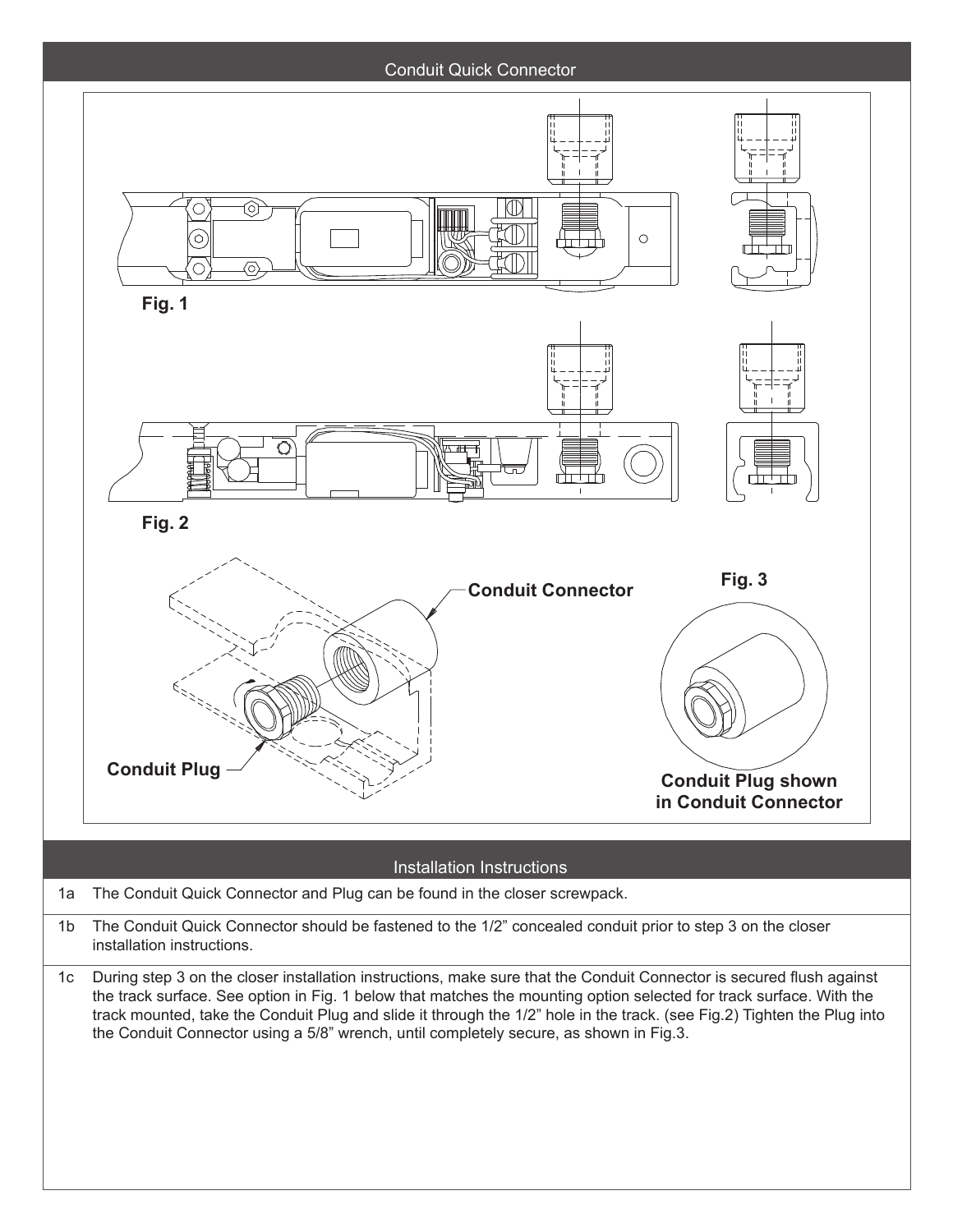## Conduit Quick Connector

Fig. 1

Fig. 2

Conduit Connector

Fig. 3

Conduit Plug

Conduit Plug shown in Conduit Connector

## Installation Instructions

| | |
|---|---|
| 1a | The Conduit Quick Connector and Plug can be found in the closer screwpack. |
| 1b | The Conduit Quick Connector should be fastened to the 1/2" concealed conduit prior to step 3 on the closer installation instructions. |
| 1c | During step 3 on the closer installation instructions, make sure that the Conduit Connector is secured flush against the track surface. See option in Fig. 1 below that matches the mounting option selected for track surface. With the track mounted, take the Conduit Plug and slide it through the 1/2" hole in the track. (see Fig.2) Tighten the Plug into the Conduit Connector using a 5/8" wrench, until completely secure, as shown in Fig.3. |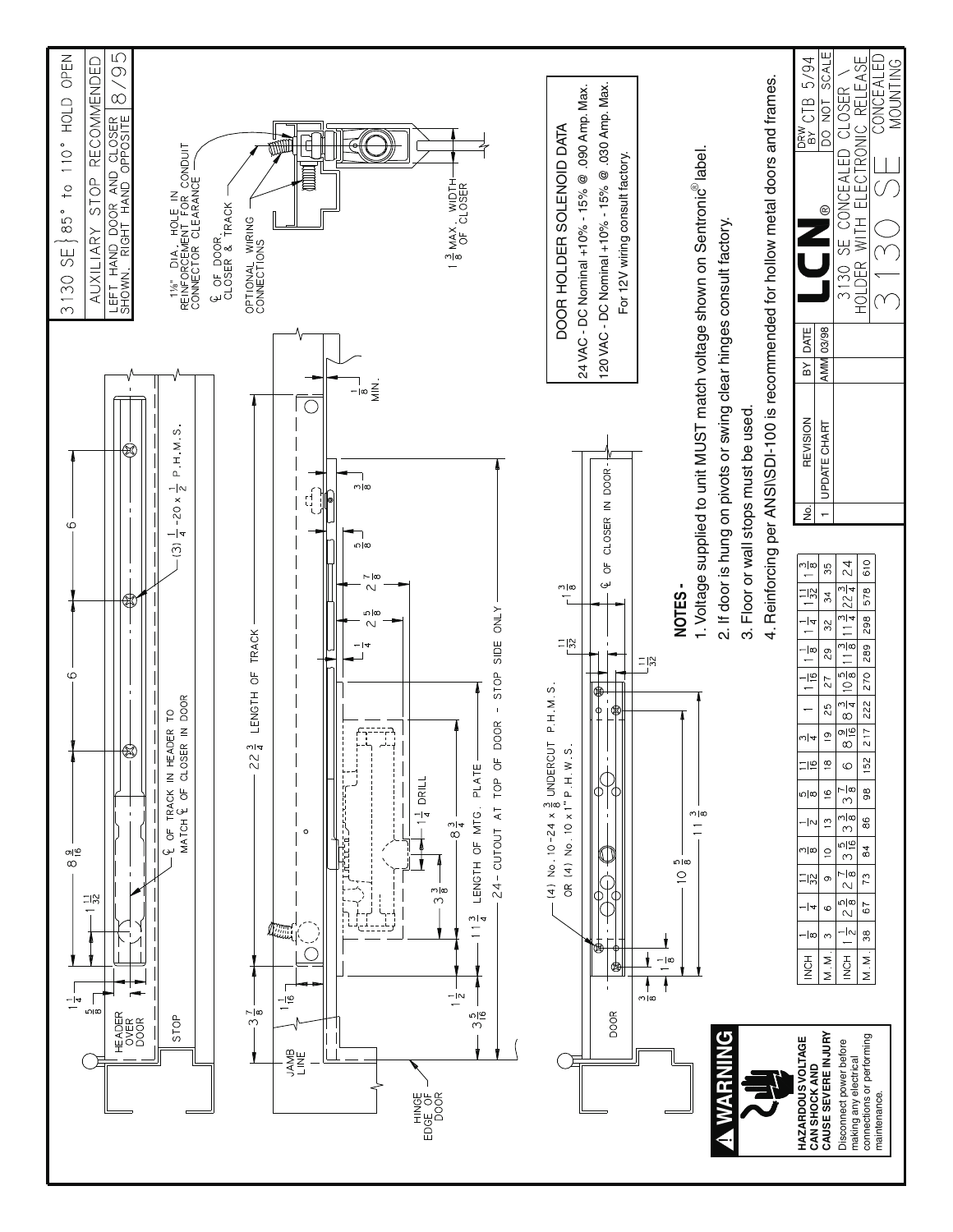3130 SE } 85° to 110° HOLD OPEN

AUXILIARY STOP RECOMMENDED

LEFT HAND DOOR AND CLOSER SHOWN. RIGHT HAND OPPOSITE 8/95

1⅛" DIA. HOLE IN REINFORCEMENT FOR CONDUIT CONNECTOR CLEARANCE

℄ OF DOOR, CLOSER & TRACK

OPTIONAL WIRING CONNECTIONS

1⅜ MAX. WIDTH OF CLOSER

HEADER OVER DOOR

STOP

℄ OF TRACK IN HEADER TO MATCH ℄ OF CLOSER IN DOOR

(3) ¼-20 x ½ P.H.M.S.

22¾ LENGTH OF TRACK

JAMB LINE

HINGE EDGE OF DOOR

1¼ DRILL

11¾ LENGTH OF MTG. PLATE

24- CUTOUT AT TOP OF DOOR - STOP SIDE ONLY

⅛ MIN.

(4) No. 10-24 x ⅜ UNDERCUT P.H.M.S. OR (4) No. 10 x 1" P.H.W.S.

℄ OF CLOSER IN DOOR

DOOR

**⚠ WARNING**

**HAZARDOUS VOLTAGE CAN SHOCK AND CAUSE SEVERE INJURY**

Disconnect power before making any electrical connections or performing maintenance.

| | | | | | | | | | | | | | | |
|---|---|---|---|---|---|---|---|---|---|---|---|---|---|---|
| INCH | ⅛ | ¼ | 11/32 | ⅜ | ½ | ⅝ | 11/16 | ¾ | 1 | 1 1/16 | 1⅛ | 1¼ | 1 11/32 | 1⅜ |
| M.M. | 3 | 6 | 9 | 10 | 13 | 16 | 18 | 19 | 25 | 27 | 29 | 32 | 34 | 35 |
| INCH | 1½ | 2⅝ | 2⅞ | 3 5/16 | 3⅜ | 3⅞ | 6 | 8 9/16 | 8¾ | 10⅝ | 11⅜ | 11¾ | 22¾ | 24 |
| M.M. | 38 | 67 | 73 | 84 | 86 | 98 | 152 | 217 | 222 | 270 | 289 | 298 | 578 | 610 |

**DOOR HOLDER SOLENOID DATA**

24 VAC - DC Nominal +10% - 15% @ .090 Amp. Max.

120 VAC - DC Nominal +10% - 15% @ .030 Amp. Max.

For 12V wiring consult factory.

**NOTES -**

1. Voltage supplied to unit MUST match voltage shown on Sentronic® label.
2. If door is hung on pivots or swing clear hinges consult factory.
3. Floor or wall stops must be used.
4. Reinforcing per ANSI\SDI-100 is recommended for hollow metal doors and frames.

| No. | REVISION | BY | DATE |
|---|---|---|---|
| 1 | UPDATE CHART | AMM | 03/98 |

LCN®

DRW BY CTB 5/94

DO NOT SCALE

3130 SE CONCEALED CLOSER \ HOLDER WITH ELECTRONIC RELEASE

3130 SE CONCEALED MOUNTING